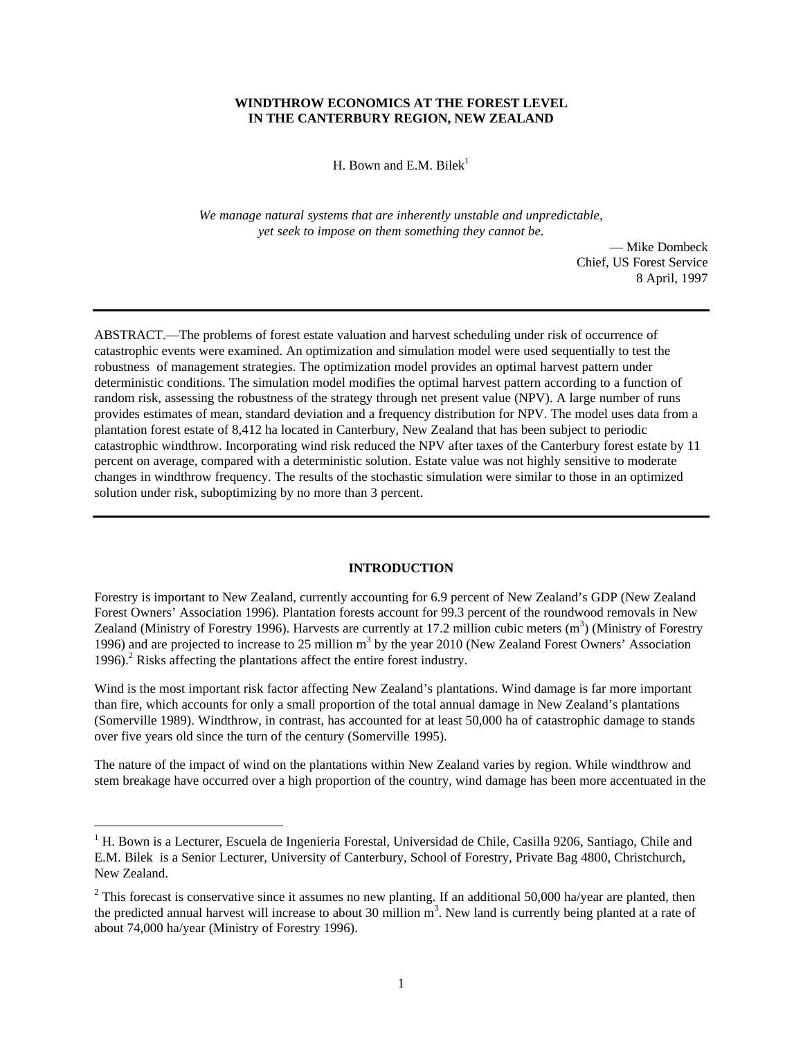# WINDTHROW ECONOMICS AT THE FOREST LEVEL IN THE CANTERBURY REGION, NEW ZEALAND

H. Bown and E.M. Bilek[1]

*We manage natural systems that are inherently unstable and unpredictable, yet seek to impose on them something they cannot be.*

— Mike Dombeck
Chief, US Forest Service
8 April, 1997

---

ABSTRACT.—The problems of forest estate valuation and harvest scheduling under risk of occurrence of catastrophic events were examined. An optimization and simulation model were used sequentially to test the robustness of management strategies. The optimization model provides an optimal harvest pattern under deterministic conditions. The simulation model modifies the optimal harvest pattern according to a function of random risk, assessing the robustness of the strategy through net present value (NPV). A large number of runs provides estimates of mean, standard deviation and a frequency distribution for NPV. The model uses data from a plantation forest estate of 8,412 ha located in Canterbury, New Zealand that has been subject to periodic catastrophic windthrow. Incorporating wind risk reduced the NPV after taxes of the Canterbury forest estate by 11 percent on average, compared with a deterministic solution. Estate value was not highly sensitive to moderate changes in windthrow frequency. The results of the stochastic simulation were similar to those in an optimized solution under risk, suboptimizing by no more than 3 percent.

---

## INTRODUCTION

Forestry is important to New Zealand, currently accounting for 6.9 percent of New Zealand's GDP (New Zealand Forest Owners' Association 1996). Plantation forests account for 99.3 percent of the roundwood removals in New Zealand (Ministry of Forestry 1996). Harvests are currently at 17.2 million cubic meters ($m^3$) (Ministry of Forestry 1996) and are projected to increase to 25 million $m^3$ by the year 2010 (New Zealand Forest Owners' Association 1996).[2] Risks affecting the plantations affect the entire forest industry.

Wind is the most important risk factor affecting New Zealand's plantations. Wind damage is far more important than fire, which accounts for only a small proportion of the total annual damage in New Zealand's plantations (Somerville 1989). Windthrow, in contrast, has accounted for at least 50,000 ha of catastrophic damage to stands over five years old since the turn of the century (Somerville 1995).

The nature of the impact of wind on the plantations within New Zealand varies by region. While windthrow and stem breakage have occurred over a high proportion of the country, wind damage has been more accentuated in the

---

[1] H. Bown is a Lecturer, Escuela de Ingenieria Forestal, Universidad de Chile, Casilla 9206, Santiago, Chile and E.M. Bilek is a Senior Lecturer, University of Canterbury, School of Forestry, Private Bag 4800, Christchurch, New Zealand.

[2] This forecast is conservative since it assumes no new planting. If an additional 50,000 ha/year are planted, then the predicted annual harvest will increase to about 30 million $m^3$. New land is currently being planted at a rate of about 74,000 ha/year (Ministry of Forestry 1996).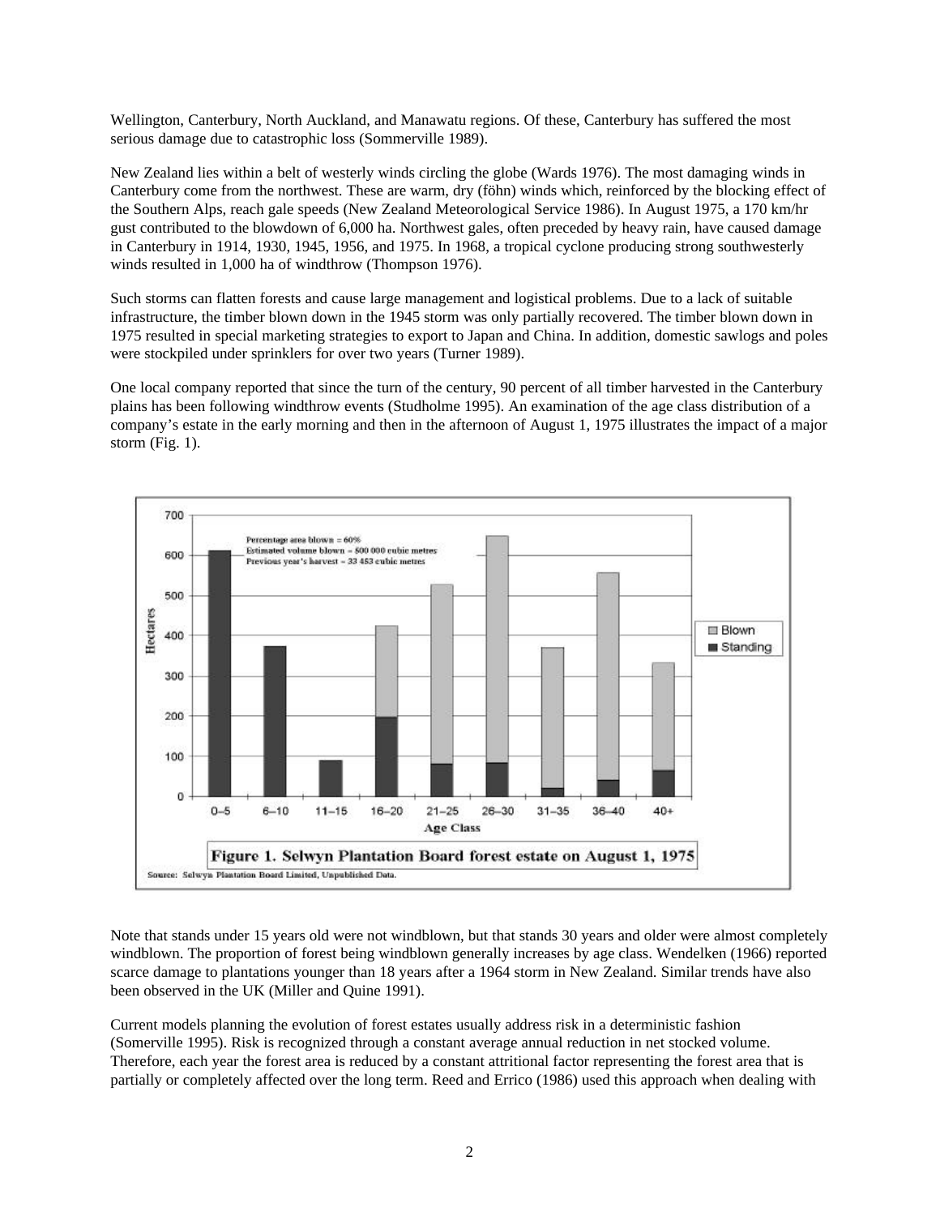Wellington, Canterbury, North Auckland, and Manawatu regions. Of these, Canterbury has suffered the most serious damage due to catastrophic loss (Sommerville 1989).

New Zealand lies within a belt of westerly winds circling the globe (Wards 1976). The most damaging winds in Canterbury come from the northwest. These are warm, dry (föhn) winds which, reinforced by the blocking effect of the Southern Alps, reach gale speeds (New Zealand Meteorological Service 1986). In August 1975, a 170 km/hr gust contributed to the blowdown of 6,000 ha. Northwest gales, often preceded by heavy rain, have caused damage in Canterbury in 1914, 1930, 1945, 1956, and 1975. In 1968, a tropical cyclone producing strong southwesterly winds resulted in 1,000 ha of windthrow (Thompson 1976).

Such storms can flatten forests and cause large management and logistical problems. Due to a lack of suitable infrastructure, the timber blown down in the 1945 storm was only partially recovered. The timber blown down in 1975 resulted in special marketing strategies to export to Japan and China. In addition, domestic sawlogs and poles were stockpiled under sprinklers for over two years (Turner 1989).

One local company reported that since the turn of the century, 90 percent of all timber harvested in the Canterbury plains has been following windthrow events (Studholme 1995). An examination of the age class distribution of a company's estate in the early morning and then in the afternoon of August 1, 1975 illustrates the impact of a major storm (Fig. 1).

**Figure 1. Selwyn Plantation Board forest estate on August 1, 1975**

Source: Selwyn Plantation Board Limited, Unpublished Data.

Note that stands under 15 years old were not windblown, but that stands 30 years and older were almost completely windblown. The proportion of forest being windblown generally increases by age class. Wendelken (1966) reported scarce damage to plantations younger than 18 years after a 1964 storm in New Zealand. Similar trends have also been observed in the UK (Miller and Quine 1991).

Current models planning the evolution of forest estates usually address risk in a deterministic fashion (Somerville 1995). Risk is recognized through a constant average annual reduction in net stocked volume. Therefore, each year the forest area is reduced by a constant attritional factor representing the forest area that is partially or completely affected over the long term. Reed and Errico (1986) used this approach when dealing with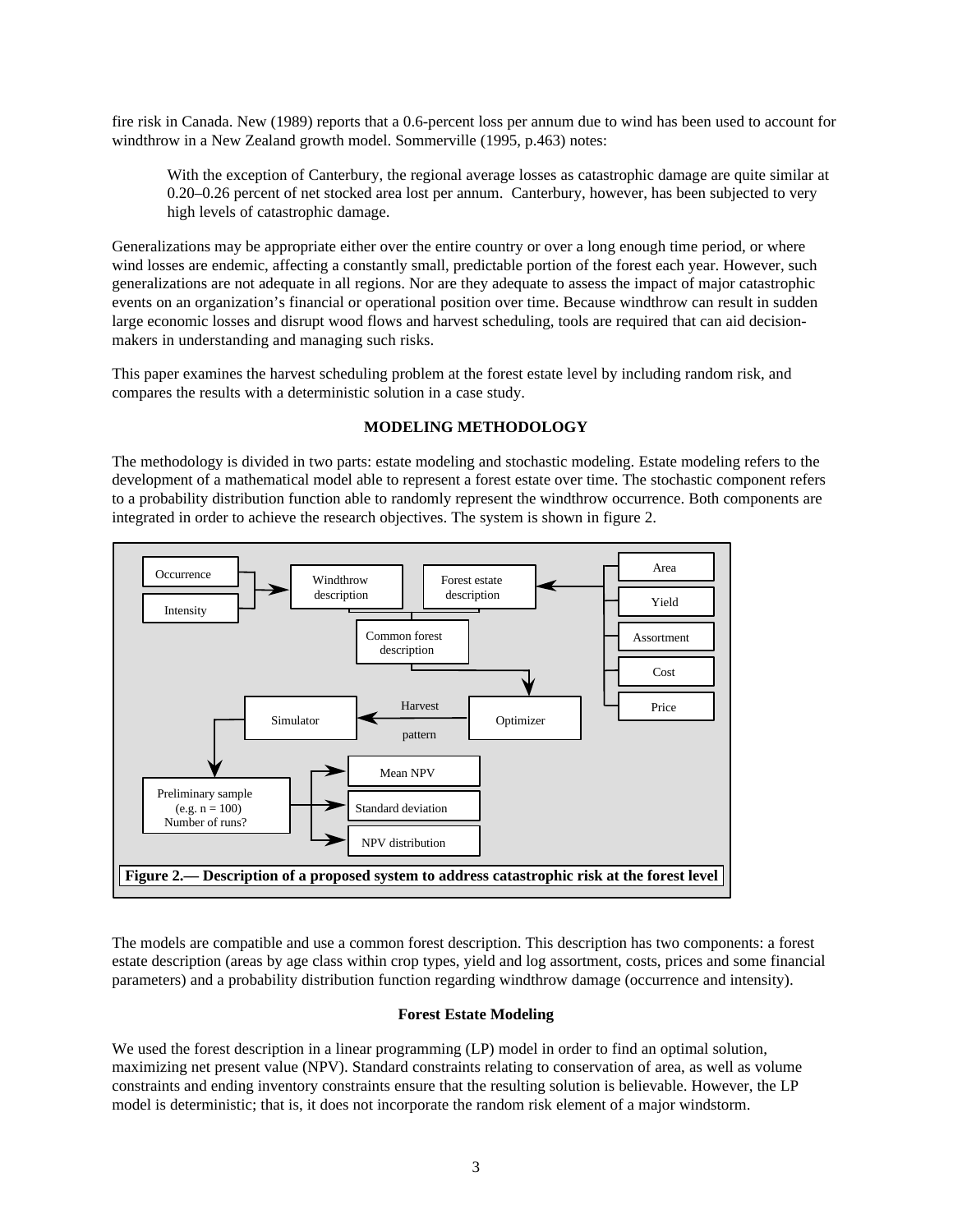fire risk in Canada. New (1989) reports that a 0.6-percent loss per annum due to wind has been used to account for windthrow in a New Zealand growth model. Sommerville (1995, p.463) notes:

> With the exception of Canterbury, the regional average losses as catastrophic damage are quite similar at 0.20–0.26 percent of net stocked area lost per annum. Canterbury, however, has been subjected to very high levels of catastrophic damage.

Generalizations may be appropriate either over the entire country or over a long enough time period, or where wind losses are endemic, affecting a constantly small, predictable portion of the forest each year. However, such generalizations are not adequate in all regions. Nor are they adequate to assess the impact of major catastrophic events on an organization's financial or operational position over time. Because windthrow can result in sudden large economic losses and disrupt wood flows and harvest scheduling, tools are required that can aid decision-makers in understanding and managing such risks.

This paper examines the harvest scheduling problem at the forest estate level by including random risk, and compares the results with a deterministic solution in a case study.

## MODELING METHODOLOGY

The methodology is divided in two parts: estate modeling and stochastic modeling. Estate modeling refers to the development of a mathematical model able to represent a forest estate over time. The stochastic component refers to a probability distribution function able to randomly represent the windthrow occurrence. Both components are integrated in order to achieve the research objectives. The system is shown in figure 2.

**Figure 2.— Description of a proposed system to address catastrophic risk at the forest level**

The models are compatible and use a common forest description. This description has two components: a forest estate description (areas by age class within crop types, yield and log assortment, costs, prices and some financial parameters) and a probability distribution function regarding windthrow damage (occurrence and intensity).

### Forest Estate Modeling

We used the forest description in a linear programming (LP) model in order to find an optimal solution, maximizing net present value (NPV). Standard constraints relating to conservation of area, as well as volume constraints and ending inventory constraints ensure that the resulting solution is believable. However, the LP model is deterministic; that is, it does not incorporate the random risk element of a major windstorm.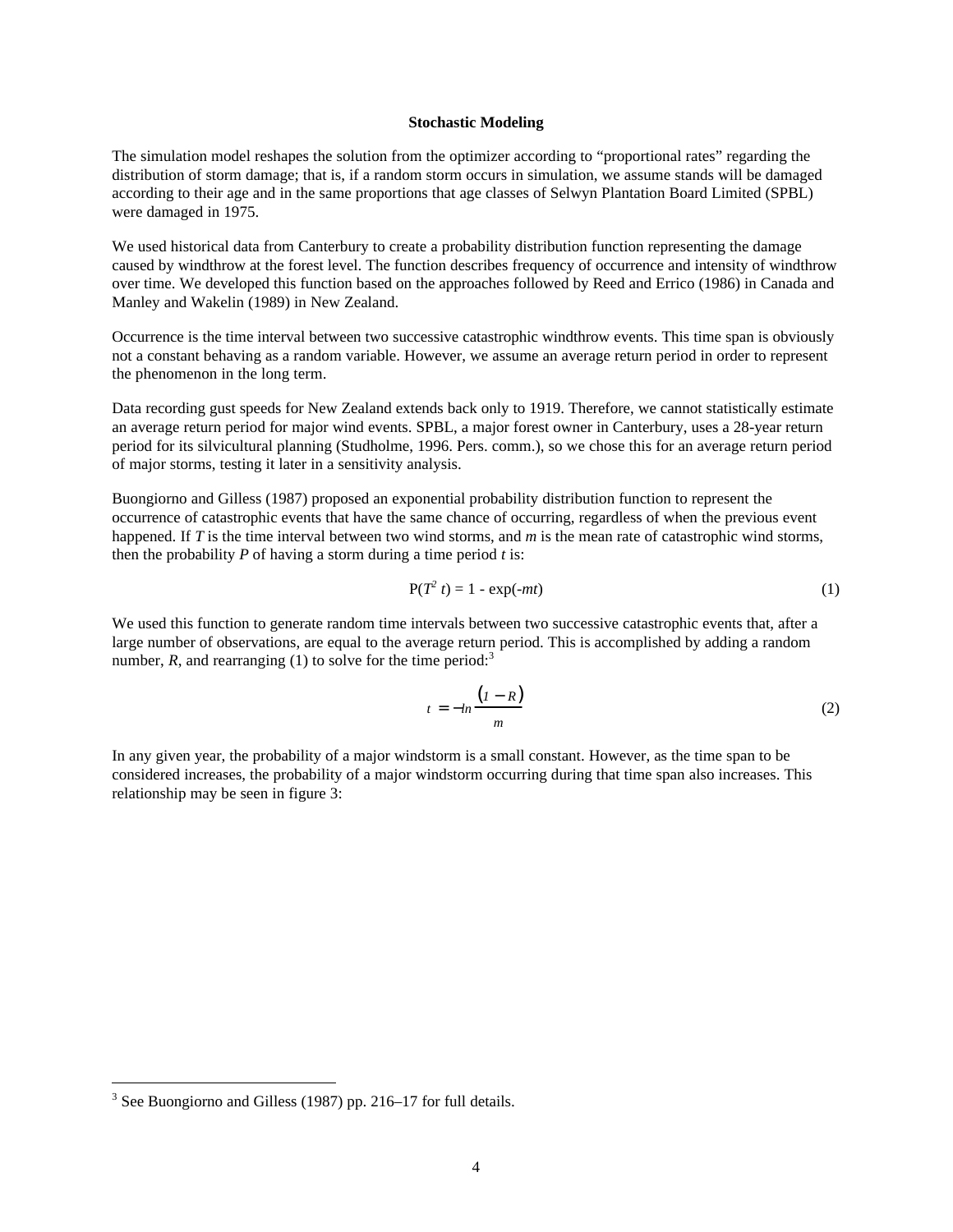### Stochastic Modeling

The simulation model reshapes the solution from the optimizer according to "proportional rates" regarding the distribution of storm damage; that is, if a random storm occurs in simulation, we assume stands will be damaged according to their age and in the same proportions that age classes of Selwyn Plantation Board Limited (SPBL) were damaged in 1975.

We used historical data from Canterbury to create a probability distribution function representing the damage caused by windthrow at the forest level. The function describes frequency of occurrence and intensity of windthrow over time. We developed this function based on the approaches followed by Reed and Errico (1986) in Canada and Manley and Wakelin (1989) in New Zealand.

Occurrence is the time interval between two successive catastrophic windthrow events. This time span is obviously not a constant behaving as a random variable. However, we assume an average return period in order to represent the phenomenon in the long term.

Data recording gust speeds for New Zealand extends back only to 1919. Therefore, we cannot statistically estimate an average return period for major wind events. SPBL, a major forest owner in Canterbury, uses a 28-year return period for its silvicultural planning (Studholme, 1996. Pers. comm.), so we chose this for an average return period of major storms, testing it later in a sensitivity analysis.

Buongiorno and Gilless (1987) proposed an exponential probability distribution function to represent the occurrence of catastrophic events that have the same chance of occurring, regardless of when the previous event happened. If *T* is the time interval between two wind storms, and *m* is the mean rate of catastrophic wind storms, then the probability *P* of having a storm during a time period *t* is:

$$P(T^2\ t) = 1 - \exp(-mt) \tag{1}$$

We used this function to generate random time intervals between two successive catastrophic events that, after a large number of observations, are equal to the average return period. This is accomplished by adding a random number, *R*, and rearranging (1) to solve for the time period:[3]

$$t = -ln\frac{(1-R)}{m} \tag{2}$$

In any given year, the probability of a major windstorm is a small constant. However, as the time span to be considered increases, the probability of a major windstorm occurring during that time span also increases. This relationship may be seen in figure 3:

[3] See Buongiorno and Gilless (1987) pp. 216–17 for full details.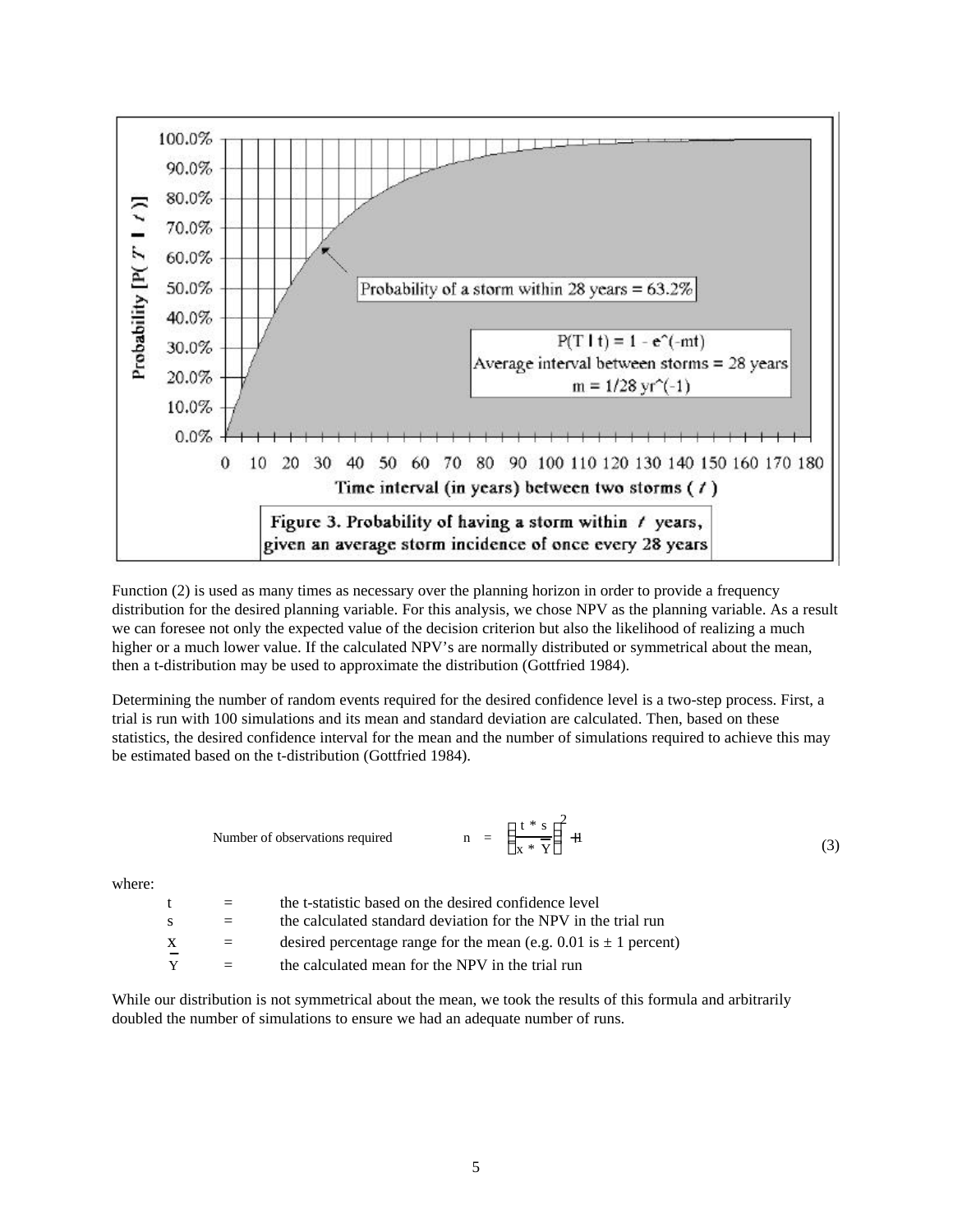Figure 3. Probability of having a storm within $t$ years, given an average storm incidence of once every 28 years

Function (2) is used as many times as necessary over the planning horizon in order to provide a frequency distribution for the desired planning variable. For this analysis, we chose NPV as the planning variable. As a result we can foresee not only the expected value of the decision criterion but also the likelihood of realizing a much higher or a much lower value. If the calculated NPV's are normally distributed or symmetrical about the mean, then a t-distribution may be used to approximate the distribution (Gottfried 1984).

Determining the number of random events required for the desired confidence level is a two-step process. First, a trial is run with 100 simulations and its mean and standard deviation are calculated. Then, based on these statistics, the desired confidence interval for the mean and the number of simulations required to achieve this may be estimated based on the t-distribution (Gottfried 1984).

Number of observations required

$$n = \left(\frac{t * s}{x * \overline{Y}}\right)^2 + 1 \tag{3}$$

where:

- $t$ = the t-statistic based on the desired confidence level
- $s$ = the calculated standard deviation for the NPV in the trial run
- $x$ = desired percentage range for the mean (e.g. 0.01 is ± 1 percent)
- $\overline{Y}$ = the calculated mean for the NPV in the trial run

While our distribution is not symmetrical about the mean, we took the results of this formula and arbitrarily doubled the number of simulations to ensure we had an adequate number of runs.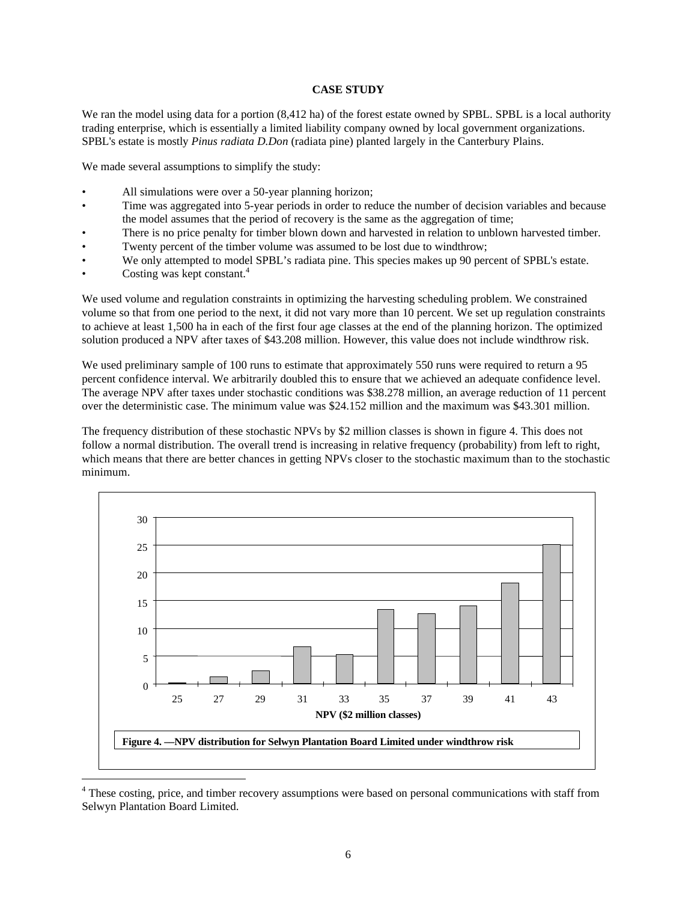## CASE STUDY

We ran the model using data for a portion (8,412 ha) of the forest estate owned by SPBL. SPBL is a local authority trading enterprise, which is essentially a limited liability company owned by local government organizations. SPBL's estate is mostly *Pinus radiata D.Don* (radiata pine) planted largely in the Canterbury Plains.

We made several assumptions to simplify the study:

- All simulations were over a 50-year planning horizon;
- Time was aggregated into 5-year periods in order to reduce the number of decision variables and because the model assumes that the period of recovery is the same as the aggregation of time;
- There is no price penalty for timber blown down and harvested in relation to unblown harvested timber.
- Twenty percent of the timber volume was assumed to be lost due to windthrow;
- We only attempted to model SPBL's radiata pine. This species makes up 90 percent of SPBL's estate.
- Costing was kept constant.[4]

We used volume and regulation constraints in optimizing the harvesting scheduling problem. We constrained volume so that from one period to the next, it did not vary more than 10 percent. We set up regulation constraints to achieve at least 1,500 ha in each of the first four age classes at the end of the planning horizon. The optimized solution produced a NPV after taxes of $43.208 million. However, this value does not include windthrow risk.

We used preliminary sample of 100 runs to estimate that approximately 550 runs were required to return a 95 percent confidence interval. We arbitrarily doubled this to ensure that we achieved an adequate confidence level. The average NPV after taxes under stochastic conditions was $38.278 million, an average reduction of 11 percent over the deterministic case. The minimum value was $24.152 million and the maximum was $43.301 million.

The frequency distribution of these stochastic NPVs by $2 million classes is shown in figure 4. This does not follow a normal distribution. The overall trend is increasing in relative frequency (probability) from left to right, which means that there are better chances in getting NPVs closer to the stochastic maximum than to the stochastic minimum.

| NPV ($2 million classes) | 25 | 27 | 29 | 31 | 33 | 35 | 37 | 39 | 41 | 43 |
|---|---|---|---|---|---|---|---|---|---|---|
| Relative frequency (approx.) | 0.2 | 1.3 | 2.4 | 6.7 | 5.3 | 13.4 | 12.7 | 14.1 | 18.2 | 25.2 |

**Figure 4. —NPV distribution for Selwyn Plantation Board Limited under windthrow risk**

[4] These costing, price, and timber recovery assumptions were based on personal communications with staff from Selwyn Plantation Board Limited.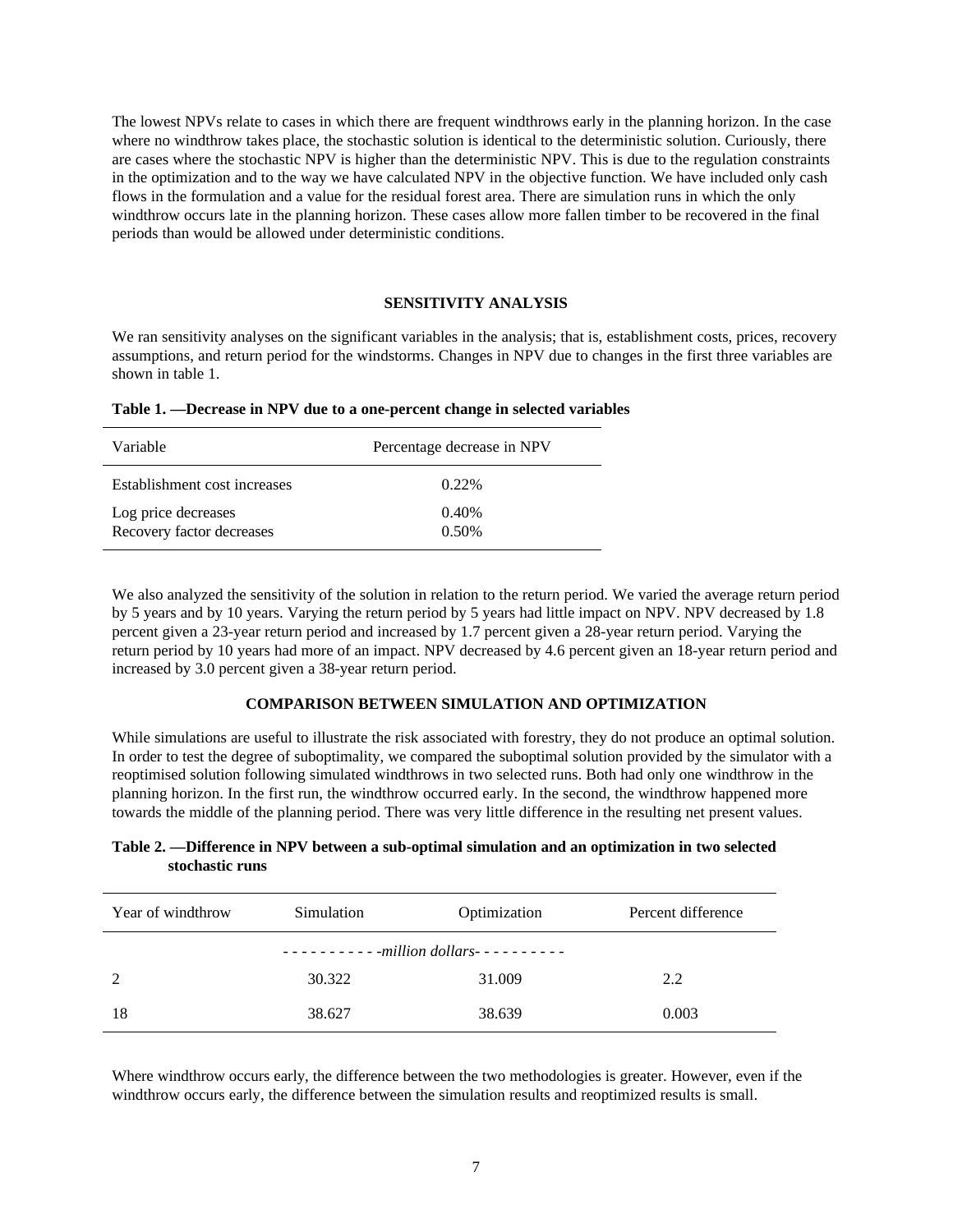The lowest NPVs relate to cases in which there are frequent windthrows early in the planning horizon. In the case where no windthrow takes place, the stochastic solution is identical to the deterministic solution. Curiously, there are cases where the stochastic NPV is higher than the deterministic NPV. This is due to the regulation constraints in the optimization and to the way we have calculated NPV in the objective function. We have included only cash flows in the formulation and a value for the residual forest area. There are simulation runs in which the only windthrow occurs late in the planning horizon. These cases allow more fallen timber to be recovered in the final periods than would be allowed under deterministic conditions.

## SENSITIVITY ANALYSIS

We ran sensitivity analyses on the significant variables in the analysis; that is, establishment costs, prices, recovery assumptions, and return period for the windstorms. Changes in NPV due to changes in the first three variables are shown in table 1.

**Table 1. —Decrease in NPV due to a one-percent change in selected variables**

| Variable | Percentage decrease in NPV |
|---|---|
| Establishment cost increases | 0.22% |
| Log price decreases | 0.40% |
| Recovery factor decreases | 0.50% |

We also analyzed the sensitivity of the solution in relation to the return period. We varied the average return period by 5 years and by 10 years. Varying the return period by 5 years had little impact on NPV. NPV decreased by 1.8 percent given a 23-year return period and increased by 1.7 percent given a 28-year return period. Varying the return period by 10 years had more of an impact. NPV decreased by 4.6 percent given an 18-year return period and increased by 3.0 percent given a 38-year return period.

## COMPARISON BETWEEN SIMULATION AND OPTIMIZATION

While simulations are useful to illustrate the risk associated with forestry, they do not produce an optimal solution. In order to test the degree of suboptimality, we compared the suboptimal solution provided by the simulator with a reoptimised solution following simulated windthrows in two selected runs. Both had only one windthrow in the planning horizon. In the first run, the windthrow occurred early. In the second, the windthrow happened more towards the middle of the planning period. There was very little difference in the resulting net present values.

**Table 2. —Difference in NPV between a sub-optimal simulation and an optimization in two selected stochastic runs**

| Year of windthrow | Simulation | Optimization | Percent difference |
|---|---|---|---|
| | *- - - - - - - - - - -million dollars- - - - - - - - - -* | | |
| 2 | 30.322 | 31.009 | 2.2 |
| 18 | 38.627 | 38.639 | 0.003 |

Where windthrow occurs early, the difference between the two methodologies is greater. However, even if the windthrow occurs early, the difference between the simulation results and reoptimized results is small.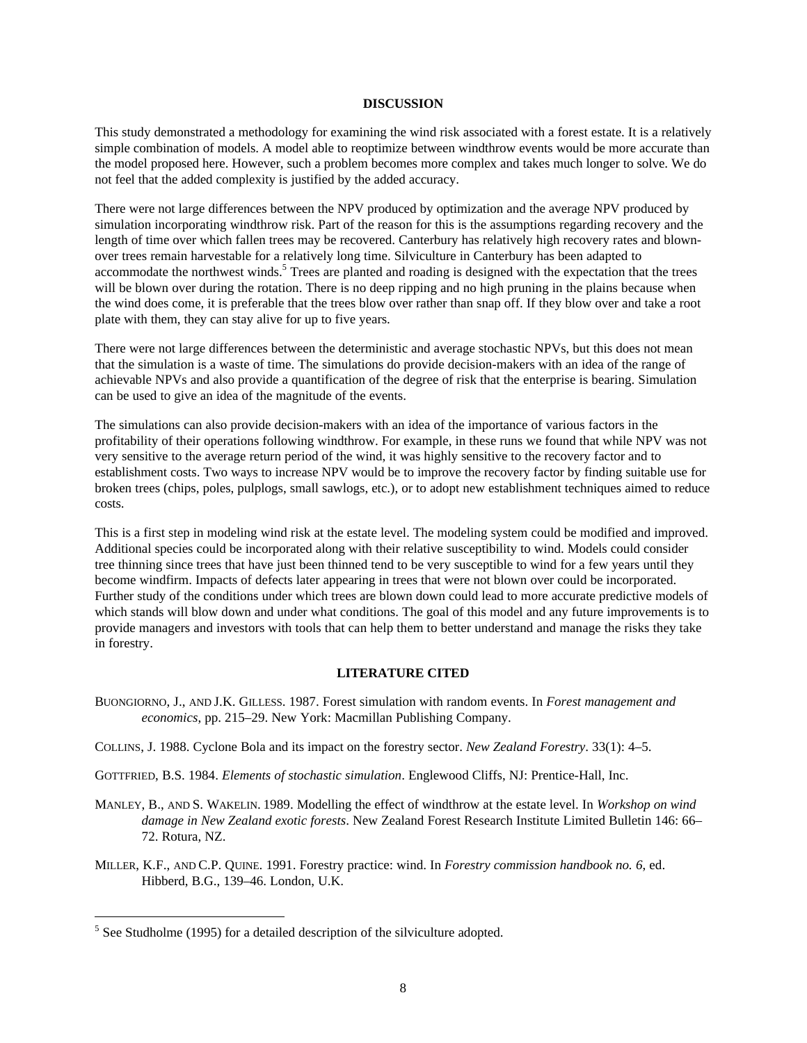## DISCUSSION

This study demonstrated a methodology for examining the wind risk associated with a forest estate. It is a relatively simple combination of models. A model able to reoptimize between windthrow events would be more accurate than the model proposed here. However, such a problem becomes more complex and takes much longer to solve. We do not feel that the added complexity is justified by the added accuracy.

There were not large differences between the NPV produced by optimization and the average NPV produced by simulation incorporating windthrow risk. Part of the reason for this is the assumptions regarding recovery and the length of time over which fallen trees may be recovered. Canterbury has relatively high recovery rates and blown-over trees remain harvestable for a relatively long time. Silviculture in Canterbury has been adapted to accommodate the northwest winds.[5] Trees are planted and roading is designed with the expectation that the trees will be blown over during the rotation. There is no deep ripping and no high pruning in the plains because when the wind does come, it is preferable that the trees blow over rather than snap off. If they blow over and take a root plate with them, they can stay alive for up to five years.

There were not large differences between the deterministic and average stochastic NPVs, but this does not mean that the simulation is a waste of time. The simulations do provide decision-makers with an idea of the range of achievable NPVs and also provide a quantification of the degree of risk that the enterprise is bearing. Simulation can be used to give an idea of the magnitude of the events.

The simulations can also provide decision-makers with an idea of the importance of various factors in the profitability of their operations following windthrow. For example, in these runs we found that while NPV was not very sensitive to the average return period of the wind, it was highly sensitive to the recovery factor and to establishment costs. Two ways to increase NPV would be to improve the recovery factor by finding suitable use for broken trees (chips, poles, pulplogs, small sawlogs, etc.), or to adopt new establishment techniques aimed to reduce costs.

This is a first step in modeling wind risk at the estate level. The modeling system could be modified and improved. Additional species could be incorporated along with their relative susceptibility to wind. Models could consider tree thinning since trees that have just been thinned tend to be very susceptible to wind for a few years until they become windfirm. Impacts of defects later appearing in trees that were not blown over could be incorporated. Further study of the conditions under which trees are blown down could lead to more accurate predictive models of which stands will blow down and under what conditions. The goal of this model and any future improvements is to provide managers and investors with tools that can help them to better understand and manage the risks they take in forestry.

## LITERATURE CITED

BUONGIORNO, J., AND J.K. GILLESS. 1987. Forest simulation with random events. In *Forest management and economics*, pp. 215–29. New York: Macmillan Publishing Company.

COLLINS, J. 1988. Cyclone Bola and its impact on the forestry sector. *New Zealand Forestry*. 33(1): 4–5.

GOTTFRIED, B.S. 1984. *Elements of stochastic simulation*. Englewood Cliffs, NJ: Prentice-Hall, Inc.

MANLEY, B., AND S. WAKELIN. 1989. Modelling the effect of windthrow at the estate level. In *Workshop on wind damage in New Zealand exotic forests*. New Zealand Forest Research Institute Limited Bulletin 146: 66–72. Rotura, NZ.

MILLER, K.F., AND C.P. QUINE. 1991. Forestry practice: wind. In *Forestry commission handbook no. 6*, ed. Hibberd, B.G., 139–46. London, U.K.

[5] See Studholme (1995) for a detailed description of the silviculture adopted.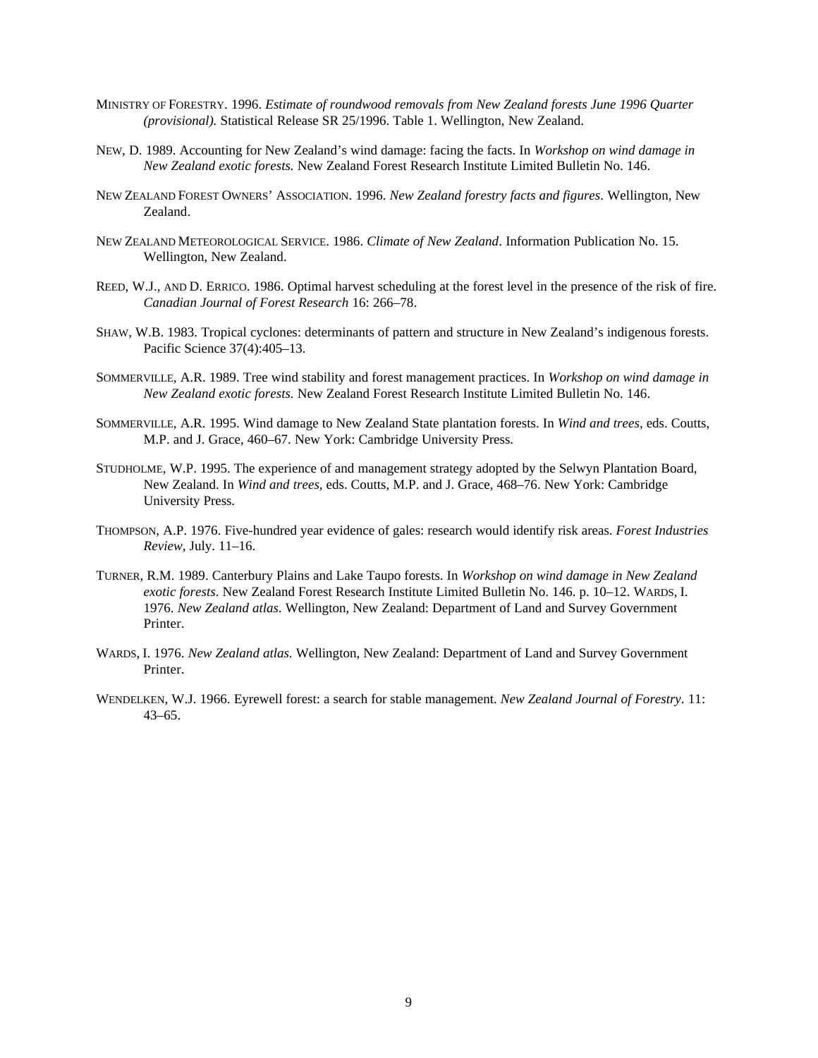MINISTRY OF FORESTRY. 1996. *Estimate of roundwood removals from New Zealand forests June 1996 Quarter (provisional).* Statistical Release SR 25/1996. Table 1. Wellington, New Zealand.

NEW, D. 1989. Accounting for New Zealand's wind damage: facing the facts. In *Workshop on wind damage in New Zealand exotic forests.* New Zealand Forest Research Institute Limited Bulletin No. 146.

NEW ZEALAND FOREST OWNERS' ASSOCIATION. 1996. *New Zealand forestry facts and figures*. Wellington, New Zealand.

NEW ZEALAND METEOROLOGICAL SERVICE. 1986. *Climate of New Zealand*. Information Publication No. 15. Wellington, New Zealand.

REED, W.J., AND D. ERRICO. 1986. Optimal harvest scheduling at the forest level in the presence of the risk of fire. *Canadian Journal of Forest Research* 16: 266–78.

SHAW, W.B. 1983. Tropical cyclones: determinants of pattern and structure in New Zealand's indigenous forests. Pacific Science 37(4):405–13.

SOMMERVILLE, A.R. 1989. Tree wind stability and forest management practices. In *Workshop on wind damage in New Zealand exotic forests.* New Zealand Forest Research Institute Limited Bulletin No. 146.

SOMMERVILLE, A.R. 1995. Wind damage to New Zealand State plantation forests. In *Wind and trees,* eds. Coutts, M.P. and J. Grace, 460–67. New York: Cambridge University Press.

STUDHOLME, W.P. 1995. The experience of and management strategy adopted by the Selwyn Plantation Board, New Zealand. In *Wind and trees,* eds. Coutts, M.P. and J. Grace, 468–76. New York: Cambridge University Press.

THOMPSON, A.P. 1976. Five-hundred year evidence of gales: research would identify risk areas. *Forest Industries Review*, July. 11–16.

TURNER, R.M. 1989. Canterbury Plains and Lake Taupo forests. In *Workshop on wind damage in New Zealand exotic forests*. New Zealand Forest Research Institute Limited Bulletin No. 146. p. 10–12. WARDS, I. 1976. *New Zealand atlas.* Wellington, New Zealand: Department of Land and Survey Government Printer.

WARDS, I. 1976. *New Zealand atlas.* Wellington, New Zealand: Department of Land and Survey Government Printer.

WENDELKEN, W.J. 1966. Eyrewell forest: a search for stable management. *New Zealand Journal of Forestry*. 11: 43–65.